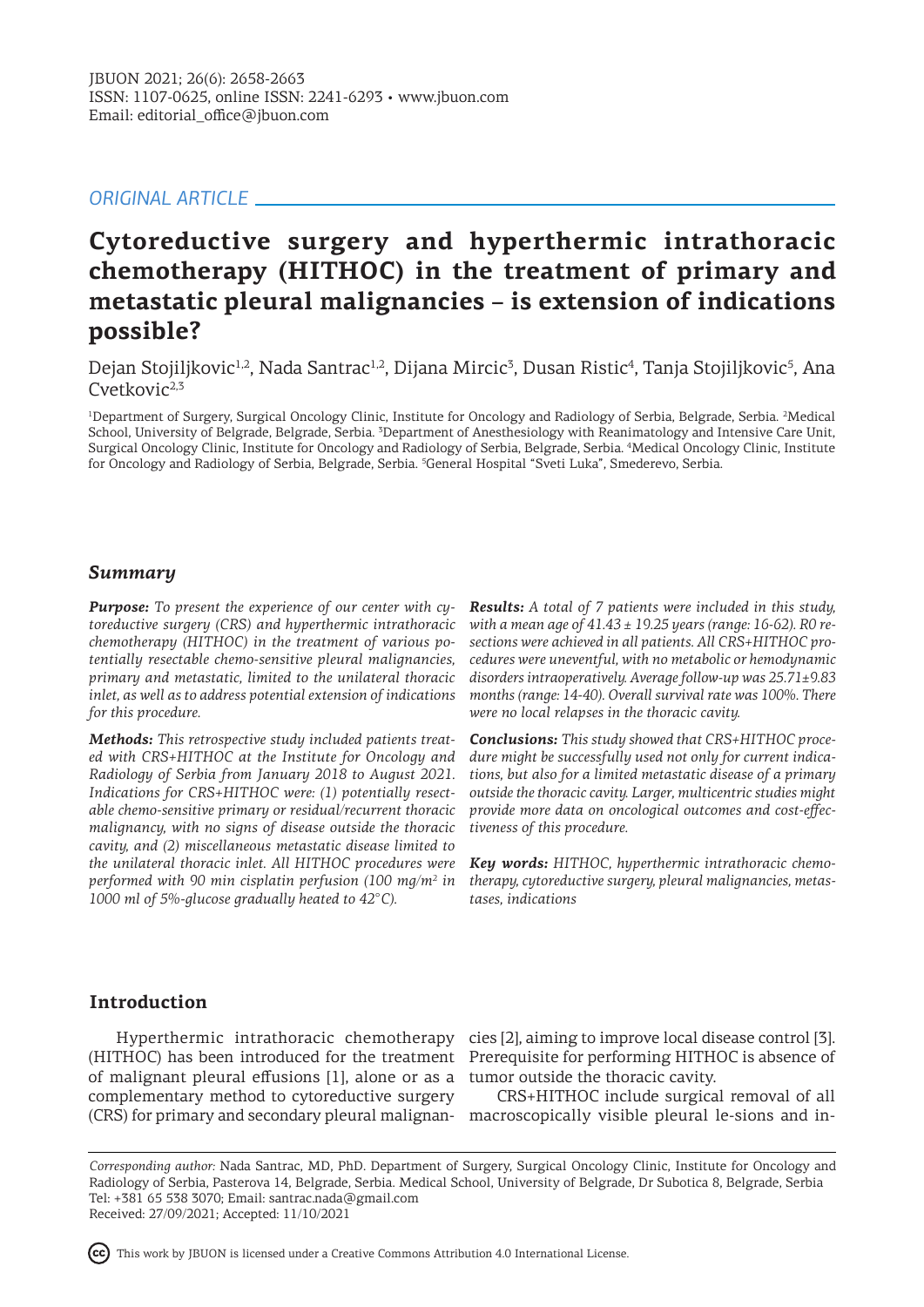JBUON 2021; 26(6): 2658-2663
ISSN: 1107-0625, online ISSN: 2241-6293 • www.jbuon.com
Email: editorial_office@jbuon.com

*ORIGINAL ARTICLE*

# Cytoreductive surgery and hyperthermic intrathoracic chemotherapy (HITHOC) in the treatment of primary and metastatic pleural malignancies – is extension of indications possible?

Dejan Stojiljkovic[1,2], Nada Santrac[1,2], Dijana Mircic[3], Dusan Ristic[4], Tanja Stojiljkovic[5], Ana Cvetkovic[2,3]

[1]Department of Surgery, Surgical Oncology Clinic, Institute for Oncology and Radiology of Serbia, Belgrade, Serbia. [2]Medical School, University of Belgrade, Belgrade, Serbia. [3]Department of Anesthesiology with Reanimatology and Intensive Care Unit, Surgical Oncology Clinic, Institute for Oncology and Radiology of Serbia, Belgrade, Serbia. [4]Medical Oncology Clinic, Institute for Oncology and Radiology of Serbia, Belgrade, Serbia. [5]General Hospital "Sveti Luka", Smederevo, Serbia.

## Summary

***Purpose:*** *To present the experience of our center with cytoreductive surgery (CRS) and hyperthermic intrathoracic chemotherapy (HITHOC) in the treatment of various potentially resectable chemo-sensitive pleural malignancies, primary and metastatic, limited to the unilateral thoracic inlet, as well as to address potential extension of indications for this procedure.*

***Methods:*** *This retrospective study included patients treated with CRS+HITHOC at the Institute for Oncology and Radiology of Serbia from January 2018 to August 2021. Indications for CRS+HITHOC were: (1) potentially resectable chemo-sensitive primary or residual/recurrent thoracic malignancy, with no signs of disease outside the thoracic cavity, and (2) miscellaneous metastatic disease limited to the unilateral thoracic inlet. All HITHOC procedures were performed with 90 min cisplatin perfusion (100 mg/m$^2$ in 1000 ml of 5%-glucose gradually heated to 42°C).*

***Results:*** *A total of 7 patients were included in this study, with a mean age of 41.43 ± 19.25 years (range: 16-62). R0 resections were achieved in all patients. All CRS+HITHOC procedures were uneventful, with no metabolic or hemodynamic disorders intraoperatively. Average follow-up was 25.71±9.83 months (range: 14-40). Overall survival rate was 100%. There were no local relapses in the thoracic cavity.*

***Conclusions:*** *This study showed that CRS+HITHOC procedure might be successfully used not only for current indications, but also for a limited metastatic disease of a primary outside the thoracic cavity. Larger, multicentric studies might provide more data on oncological outcomes and cost-effectiveness of this procedure.*

***Key words:*** *HITHOC, hyperthermic intrathoracic chemotherapy, cytoreductive surgery, pleural malignancies, metastases, indications*

## Introduction

Hyperthermic intrathoracic chemotherapy (HITHOC) has been introduced for the treatment of malignant pleural effusions [1], alone or as a complementary method to cytoreductive surgery (CRS) for primary and secondary pleural malignancies [2], aiming to improve local disease control [3]. Prerequisite for performing HITHOC is absence of tumor outside the thoracic cavity.

CRS+HITHOC include surgical removal of all macroscopically visible pleural le-sions and in-

*Corresponding author:* Nada Santrac, MD, PhD. Department of Surgery, Surgical Oncology Clinic, Institute for Oncology and Radiology of Serbia, Pasterova 14, Belgrade, Serbia. Medical School, University of Belgrade, Dr Subotica 8, Belgrade, Serbia
Tel: +381 65 538 3070; Email: santrac.nada@gmail.com
Received: 27/09/2021; Accepted: 11/10/2021

This work by JBUON is licensed under a Creative Commons Attribution 4.0 International License.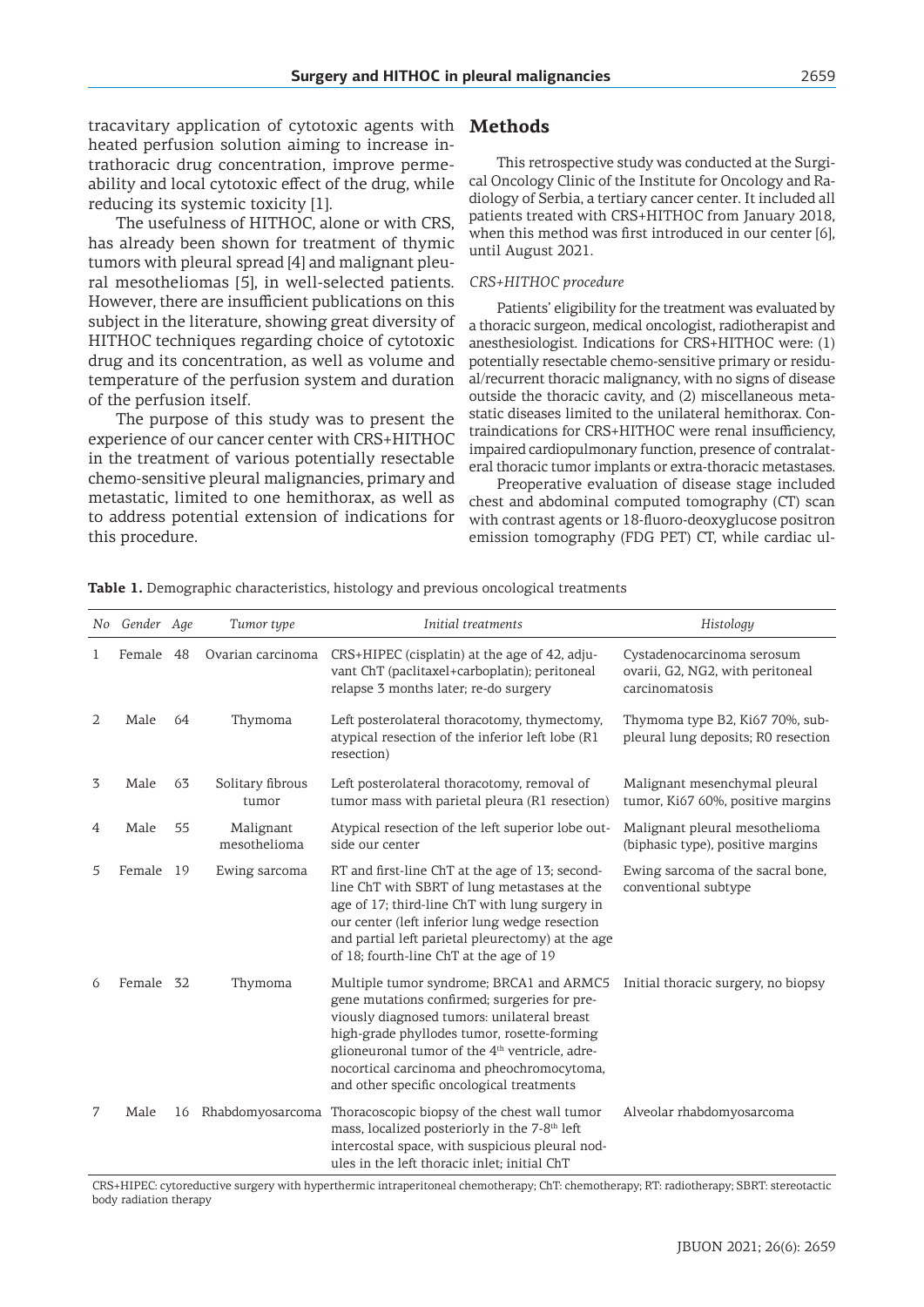tracavitary application of cytotoxic agents with heated perfusion solution aiming to increase intrathoracic drug concentration, improve permeability and local cytotoxic effect of the drug, while reducing its systemic toxicity [1].

The usefulness of HITHOC, alone or with CRS, has already been shown for treatment of thymic tumors with pleural spread [4] and malignant pleural mesotheliomas [5], in well-selected patients. However, there are insufficient publications on this subject in the literature, showing great diversity of HITHOC techniques regarding choice of cytotoxic drug and its concentration, as well as volume and temperature of the perfusion system and duration of the perfusion itself.

The purpose of this study was to present the experience of our cancer center with CRS+HITHOC in the treatment of various potentially resectable chemo-sensitive pleural malignancies, primary and metastatic, limited to one hemithorax, as well as to address potential extension of indications for this procedure.

## Methods

This retrospective study was conducted at the Surgical Oncology Clinic of the Institute for Oncology and Radiology of Serbia, a tertiary cancer center. It included all patients treated with CRS+HITHOC from January 2018, when this method was first introduced in our center [6], until August 2021.

*CRS+HITHOC procedure*

Patients' eligibility for the treatment was evaluated by a thoracic surgeon, medical oncologist, radiotherapist and anesthesiologist. Indications for CRS+HITHOC were: (1) potentially resectable chemo-sensitive primary or residual/recurrent thoracic malignancy, with no signs of disease outside the thoracic cavity, and (2) miscellaneous metastatic diseases limited to the unilateral hemithorax. Contraindications for CRS+HITHOC were renal insufficiency, impaired cardiopulmonary function, presence of contralateral thoracic tumor implants or extra-thoracic metastases.

Preoperative evaluation of disease stage included chest and abdominal computed tomography (CT) scan with contrast agents or 18-fluoro-deoxyglucose positron emission tomography (FDG PET) CT, while cardiac ul-

**Table 1.** Demographic characteristics, histology and previous oncological treatments

| *No* | *Gender* | *Age* | *Tumor type* | *Initial treatments* | *Histology* |
|---|---|---|---|---|---|
| 1 | Female | 48 | Ovarian carcinoma | CRS+HIPEC (cisplatin) at the age of 42, adjuvant ChT (paclitaxel+carboplatin); peritoneal relapse 3 months later; re-do surgery | Cystadenocarcinoma serosum ovarii, G2, NG2, with peritoneal carcinomatosis |
| 2 | Male | 64 | Thymoma | Left posterolateral thoracotomy, thymectomy, atypical resection of the inferior left lobe (R1 resection) | Thymoma type B2, Ki67 70%, subpleural lung deposits; R0 resection |
| 3 | Male | 63 | Solitary fibrous tumor | Left posterolateral thoracotomy, removal of tumor mass with parietal pleura (R1 resection) | Malignant mesenchymal pleural tumor, Ki67 60%, positive margins |
| 4 | Male | 55 | Malignant mesothelioma | Atypical resection of the left superior lobe outside our center | Malignant pleural mesothelioma (biphasic type), positive margins |
| 5 | Female | 19 | Ewing sarcoma | RT and first-line ChT at the age of 13; second-line ChT with SBRT of lung metastases at the age of 17; third-line ChT with lung surgery in our center (left inferior lung wedge resection and partial left parietal pleurectomy) at the age of 18; fourth-line ChT at the age of 19 | Ewing sarcoma of the sacral bone, conventional subtype |
| 6 | Female | 32 | Thymoma | Multiple tumor syndrome; BRCA1 and ARMC5 gene mutations confirmed; surgeries for previously diagnosed tumors: unilateral breast high-grade phyllodes tumor, rosette-forming glioneuronal tumor of the 4th ventricle, adrenocortical carcinoma and pheochromocytoma, and other specific oncological treatments | Initial thoracic surgery, no biopsy |
| 7 | Male | 16 | Rhabdomyosarcoma | Thoracoscopic biopsy of the chest wall tumor mass, localized posteriorly in the 7-8th left intercostal space, with suspicious pleural nodules in the left thoracic inlet; initial ChT | Alveolar rhabdomyosarcoma |

CRS+HIPEC: cytoreductive surgery with hyperthermic intraperitoneal chemotherapy; ChT: chemotherapy; RT: radiotherapy; SBRT: stereotactic body radiation therapy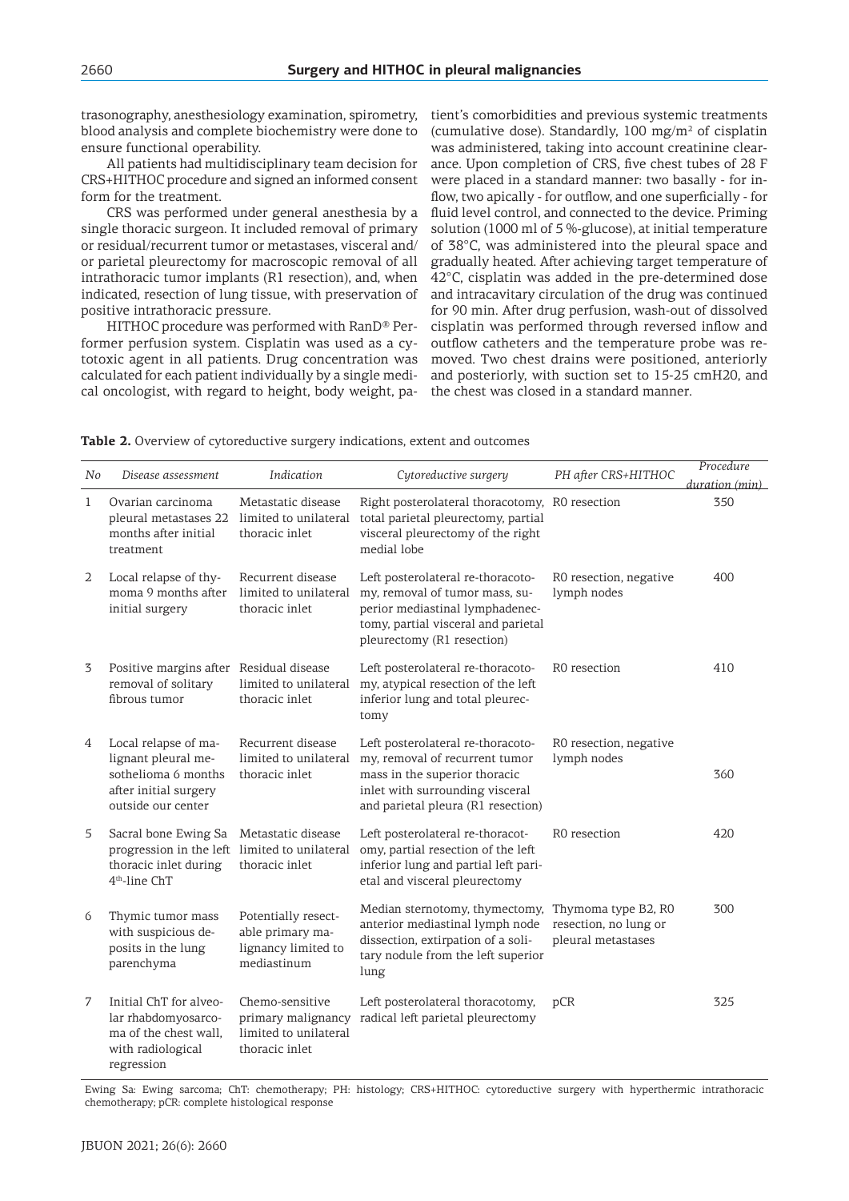trasonography, anesthesiology examination, spirometry, blood analysis and complete biochemistry were done to ensure functional operability.

All patients had multidisciplinary team decision for CRS+HITHOC procedure and signed an informed consent form for the treatment.

CRS was performed under general anesthesia by a single thoracic surgeon. It included removal of primary or residual/recurrent tumor or metastases, visceral and/or parietal pleurectomy for macroscopic removal of all intrathoracic tumor implants (R1 resection), and, when indicated, resection of lung tissue, with preservation of positive intrathoracic pressure.

HITHOC procedure was performed with RanD® Performer perfusion system. Cisplatin was used as a cytotoxic agent in all patients. Drug concentration was calculated for each patient individually by a single medical oncologist, with regard to height, body weight, patient's comorbidities and previous systemic treatments (cumulative dose). Standardly, 100 mg/m$^2$ of cisplatin was administered, taking into account creatinine clearance. Upon completion of CRS, five chest tubes of 28 F were placed in a standard manner: two basally - for inflow, two apically - for outflow, and one superficially - for fluid level control, and connected to the device. Priming solution (1000 ml of 5 %-glucose), at initial temperature of 38°C, was administered into the pleural space and gradually heated. After achieving target temperature of 42°C, cisplatin was added in the pre-determined dose and intracavitary circulation of the drug was continued for 90 min. After drug perfusion, wash-out of dissolved cisplatin was performed through reversed inflow and outflow catheters and the temperature probe was removed. Two chest drains were positioned, anteriorly and posteriorly, with suction set to 15-25 cmH20, and the chest was closed in a standard manner.

**Table 2.** Overview of cytoreductive surgery indications, extent and outcomes

| No | Disease assessment | Indication | Cytoreductive surgery | PH after CRS+HITHOC | Procedure duration (min) |
|---|---|---|---|---|---|
| 1 | Ovarian carcinoma pleural metastases 22 months after initial treatment | Metastatic disease limited to unilateral thoracic inlet | Right posterolateral thoracotomy, total parietal pleurectomy, partial visceral pleurectomy of the right medial lobe | R0 resection | 350 |
| 2 | Local relapse of thymoma 9 months after initial surgery | Recurrent disease limited to unilateral thoracic inlet | Left posterolateral re-thoracotomy, removal of tumor mass, superior mediastinal lymphadenectomy, partial visceral and parietal pleurectomy (R1 resection) | R0 resection, negative lymph nodes | 400 |
| 3 | Positive margins after removal of solitary fibrous tumor | Residual disease limited to unilateral thoracic inlet | Left posterolateral re-thoracotomy, atypical resection of the left inferior lung and total pleurectomy | R0 resection | 410 |
| 4 | Local relapse of malignant pleural mesothelioma 6 months after initial surgery outside our center | Recurrent disease limited to unilateral thoracic inlet | Left posterolateral re-thoracotomy, removal of recurrent tumor mass in the superior thoracic inlet with surrounding visceral and parietal pleura (R1 resection) | R0 resection, negative lymph nodes | 360 |
| 5 | Sacral bone Ewing Sa progression in the left thoracic inlet during 4th-line ChT | Metastatic disease limited to unilateral thoracic inlet | Left posterolateral re-thoracotomy, partial resection of the left inferior lung and partial left parietal and visceral pleurectomy | R0 resection | 420 |
| 6 | Thymic tumor mass with suspicious deposits in the lung parenchyma | Potentially resectable primary malignancy limited to mediastinum | Median sternotomy, thymectomy, anterior mediastinal lymph node dissection, extirpation of a solitary nodule from the left superior lung | Thymoma type B2, R0 resection, no lung or pleural metastases | 300 |
| 7 | Initial ChT for alveolar rhabdomyosarcoma of the chest wall, with radiological regression | Chemo-sensitive primary malignancy limited to unilateral thoracic inlet | Left posterolateral thoracotomy, radical left parietal pleurectomy | pCR | 325 |

Ewing Sa: Ewing sarcoma; ChT: chemotherapy; PH: histology; CRS+HITHOC: cytoreductive surgery with hyperthermic intrathoracic chemotherapy; pCR: complete histological response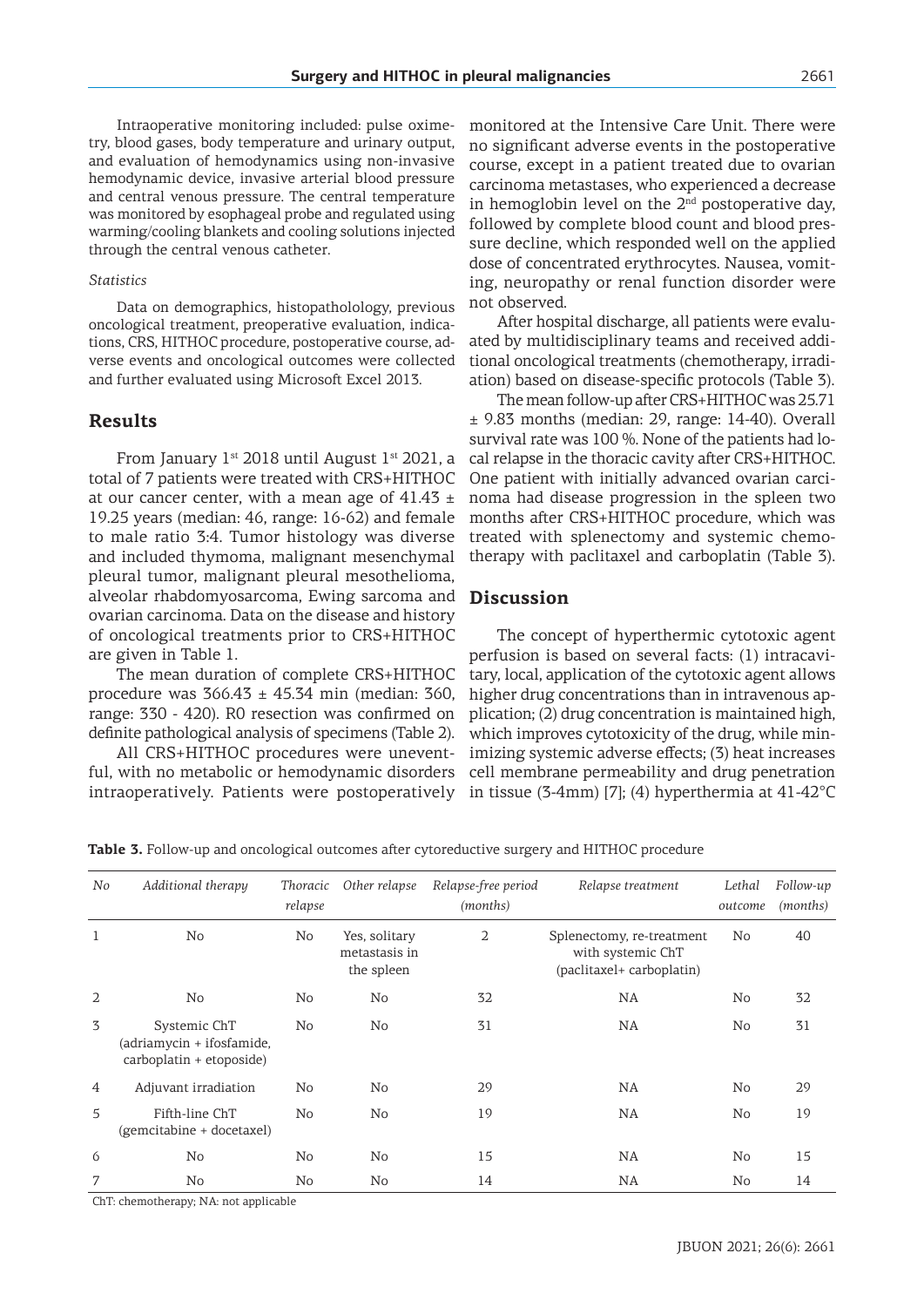Intraoperative monitoring included: pulse oximetry, blood gases, body temperature and urinary output, and evaluation of hemodynamics using non-invasive hemodynamic device, invasive arterial blood pressure and central venous pressure. The central temperature was monitored by esophageal probe and regulated using warming/cooling blankets and cooling solutions injected through the central venous catheter.

*Statistics*

Data on demographics, histopathololology, previous oncological treatment, preoperative evaluation, indications, CRS, HITHOC procedure, postoperative course, adverse events and oncological outcomes were collected and further evaluated using Microsoft Excel 2013.

## Results

From January 1st 2018 until August 1st 2021, a total of 7 patients were treated with CRS+HITHOC at our cancer center, with a mean age of 41.43 ± 19.25 years (median: 46, range: 16-62) and female to male ratio 3:4. Tumor histology was diverse and included thymoma, malignant mesenchymal pleural tumor, malignant pleural mesothelioma, alveolar rhabdomyosarcoma, Ewing sarcoma and ovarian carcinoma. Data on the disease and history of oncological treatments prior to CRS+HITHOC are given in Table 1.

The mean duration of complete CRS+HITHOC procedure was 366.43 ± 45.34 min (median: 360, range: 330 - 420). R0 resection was confirmed on definite pathological analysis of specimens (Table 2).

All CRS+HITHOC procedures were uneventful, with no metabolic or hemodynamic disorders intraoperatively. Patients were postoperatively monitored at the Intensive Care Unit. There were no significant adverse events in the postoperative course, except in a patient treated due to ovarian carcinoma metastases, who experienced a decrease in hemoglobin level on the 2nd postoperative day, followed by complete blood count and blood pressure decline, which responded well on the applied dose of concentrated erythrocytes. Nausea, vomiting, neuropathy or renal function disorder were not observed.

After hospital discharge, all patients were evaluated by multidisciplinary teams and received additional oncological treatments (chemotherapy, irradiation) based on disease-specific protocols (Table 3).

The mean follow-up after CRS+HITHOC was 25.71 ± 9.83 months (median: 29, range: 14-40). Overall survival rate was 100 %. None of the patients had local relapse in the thoracic cavity after CRS+HITHOC. One patient with initially advanced ovarian carcinoma had disease progression in the spleen two months after CRS+HITHOC procedure, which was treated with splenectomy and systemic chemotherapy with paclitaxel and carboplatin (Table 3).

## Discussion

The concept of hyperthermic cytotoxic agent perfusion is based on several facts: (1) intracavitary, local, application of the cytotoxic agent allows higher drug concentrations than in intravenous application; (2) drug concentration is maintained high, which improves cytotoxicity of the drug, while minimizing systemic adverse effects; (3) heat increases cell membrane permeability and drug penetration in tissue (3-4mm) [7]; (4) hyperthermia at 41-42°C

**Table 3.** Follow-up and oncological outcomes after cytoreductive surgery and HITHOC procedure

| *No* | *Additional therapy* | *Thoracic relapse* | *Other relapse* | *Relapse-free period (months)* | *Relapse treatment* | *Lethal outcome* | *Follow-up (months)* |
|---|---|---|---|---|---|---|---|
| 1 | No | No | Yes, solitary metastasis in the spleen | 2 | Splenectomy, re-treatment with systemic ChT (paclitaxel+ carboplatin) | No | 40 |
| 2 | No | No | No | 32 | NA | No | 32 |
| 3 | Systemic ChT (adriamycin + ifosfamide, carboplatin + etoposide) | No | No | 31 | NA | No | 31 |
| 4 | Adjuvant irradiation | No | No | 29 | NA | No | 29 |
| 5 | Fifth-line ChT (gemcitabine + docetaxel) | No | No | 19 | NA | No | 19 |
| 6 | No | No | No | 15 | NA | No | 15 |
| 7 | No | No | No | 14 | NA | No | 14 |

ChT: chemotherapy; NA: not applicable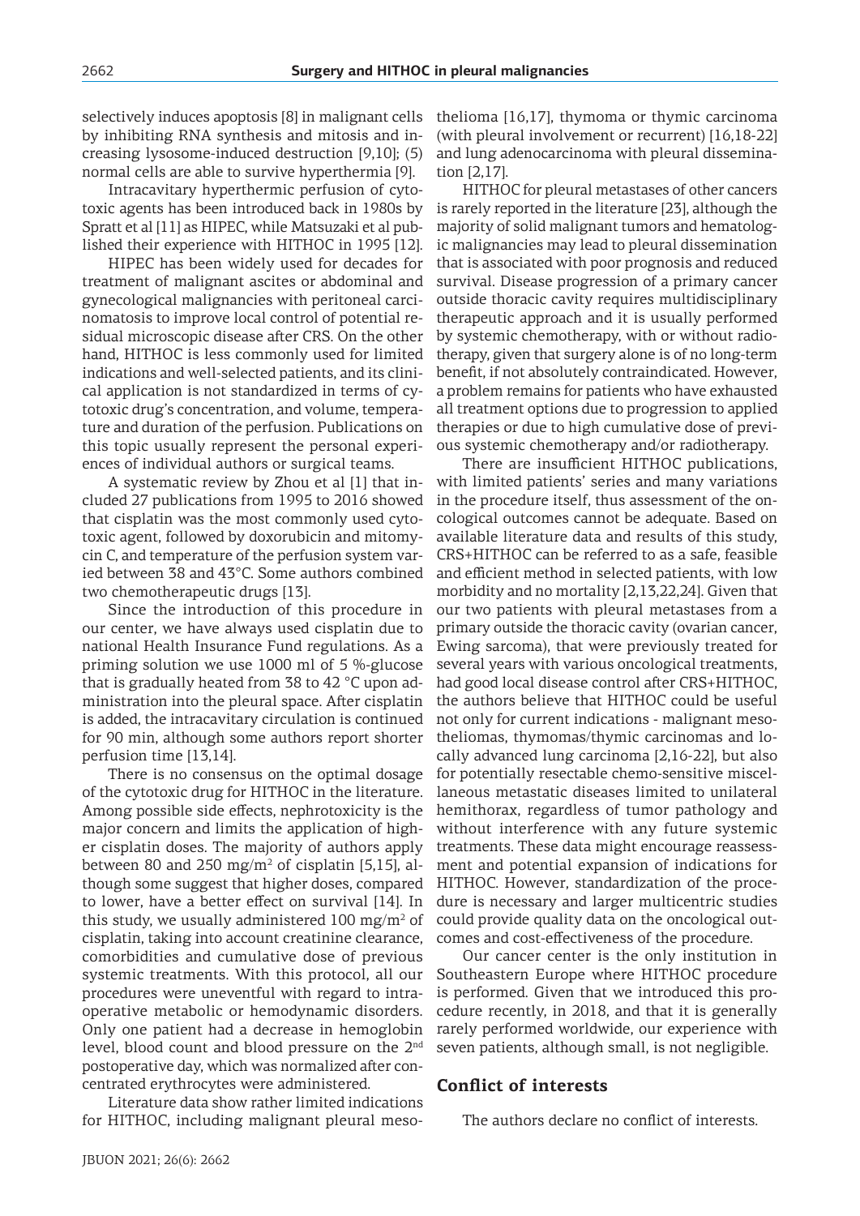selectively induces apoptosis [8] in malignant cells by inhibiting RNA synthesis and mitosis and increasing lysosome-induced destruction [9,10]; (5) normal cells are able to survive hyperthermia [9].

Intracavitary hyperthermic perfusion of cytotoxic agents has been introduced back in 1980s by Spratt et al [11] as HIPEC, while Matsuzaki et al published their experience with HITHOC in 1995 [12].

HIPEC has been widely used for decades for treatment of malignant ascites or abdominal and gynecological malignancies with peritoneal carcinomatosis to improve local control of potential residual microscopic disease after CRS. On the other hand, HITHOC is less commonly used for limited indications and well-selected patients, and its clinical application is not standardized in terms of cytotoxic drug's concentration, and volume, temperature and duration of the perfusion. Publications on this topic usually represent the personal experiences of individual authors or surgical teams.

A systematic review by Zhou et al [1] that included 27 publications from 1995 to 2016 showed that cisplatin was the most commonly used cytotoxic agent, followed by doxorubicin and mitomycin C, and temperature of the perfusion system varied between 38 and 43°C. Some authors combined two chemotherapeutic drugs [13].

Since the introduction of this procedure in our center, we have always used cisplatin due to national Health Insurance Fund regulations. As a priming solution we use 1000 ml of 5 %-glucose that is gradually heated from 38 to 42 °C upon administration into the pleural space. After cisplatin is added, the intracavitary circulation is continued for 90 min, although some authors report shorter perfusion time [13,14].

There is no consensus on the optimal dosage of the cytotoxic drug for HITHOC in the literature. Among possible side effects, nephrotoxicity is the major concern and limits the application of higher cisplatin doses. The majority of authors apply between 80 and 250 mg/m$^2$ of cisplatin [5,15], although some suggest that higher doses, compared to lower, have a better effect on survival [14]. In this study, we usually administered 100 mg/m$^2$ of cisplatin, taking into account creatinine clearance, comorbidities and cumulative dose of previous systemic treatments. With this protocol, all our procedures were uneventful with regard to intraoperative metabolic or hemodynamic disorders. Only one patient had a decrease in hemoglobin level, blood count and blood pressure on the 2$^{nd}$ postoperative day, which was normalized after concentrated erythrocytes were administered.

Literature data show rather limited indications for HITHOC, including malignant pleural mesothelioma [16,17], thymoma or thymic carcinoma (with pleural involvement or recurrent) [16,18-22] and lung adenocarcinoma with pleural dissemination [2,17].

HITHOC for pleural metastases of other cancers is rarely reported in the literature [23], although the majority of solid malignant tumors and hematologic malignancies may lead to pleural dissemination that is associated with poor prognosis and reduced survival. Disease progression of a primary cancer outside thoracic cavity requires multidisciplinary therapeutic approach and it is usually performed by systemic chemotherapy, with or without radiotherapy, given that surgery alone is of no long-term benefit, if not absolutely contraindicated. However, a problem remains for patients who have exhausted all treatment options due to progression to applied therapies or due to high cumulative dose of previous systemic chemotherapy and/or radiotherapy.

There are insufficient HITHOC publications, with limited patients' series and many variations in the procedure itself, thus assessment of the oncological outcomes cannot be adequate. Based on available literature data and results of this study, CRS+HITHOC can be referred to as a safe, feasible and efficient method in selected patients, with low morbidity and no mortality [2,13,22,24]. Given that our two patients with pleural metastases from a primary outside the thoracic cavity (ovarian cancer, Ewing sarcoma), that were previously treated for several years with various oncological treatments, had good local disease control after CRS+HITHOC, the authors believe that HITHOC could be useful not only for current indications - malignant mesotheliomas, thymomas/thymic carcinomas and locally advanced lung carcinoma [2,16-22], but also for potentially resectable chemo-sensitive miscellaneous metastatic diseases limited to unilateral hemithorax, regardless of tumor pathology and without interference with any future systemic treatments. These data might encourage reassessment and potential expansion of indications for HITHOC. However, standardization of the procedure is necessary and larger multicentric studies could provide quality data on the oncological outcomes and cost-effectiveness of the procedure.

Our cancer center is the only institution in Southeastern Europe where HITHOC procedure is performed. Given that we introduced this procedure recently, in 2018, and that it is generally rarely performed worldwide, our experience with seven patients, although small, is not negligible.

## Conflict of interests

The authors declare no conflict of interests.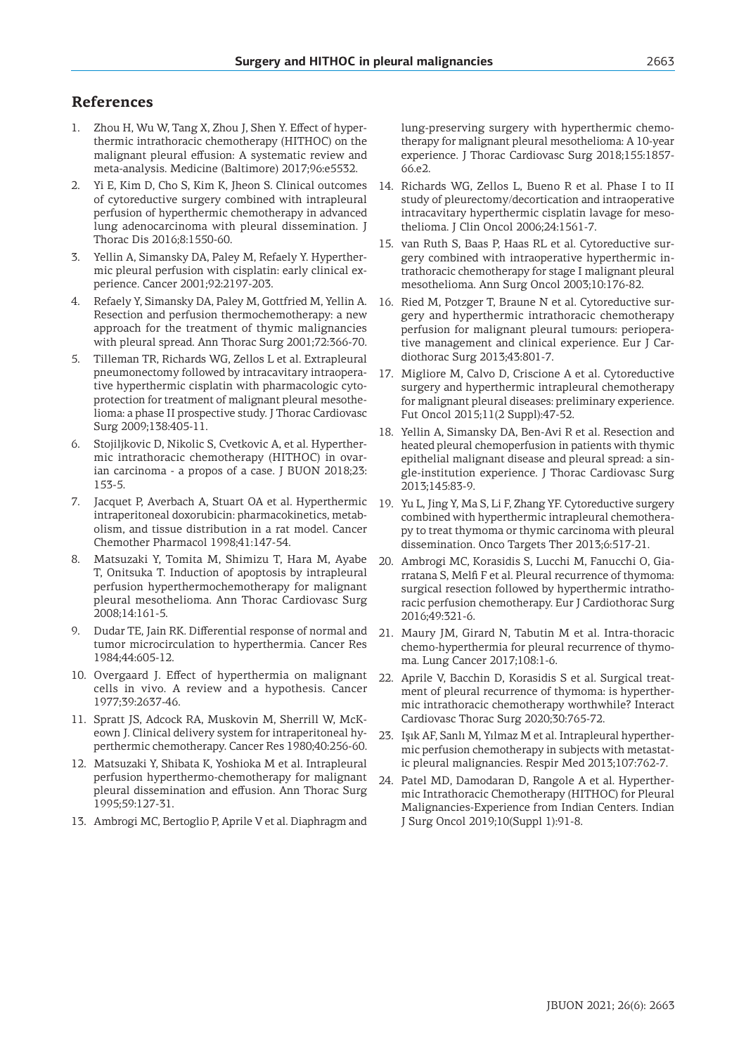## References

1. Zhou H, Wu W, Tang X, Zhou J, Shen Y. Effect of hyperthermic intrathoracic chemotherapy (HITHOC) on the malignant pleural effusion: A systematic review and meta-analysis. Medicine (Baltimore) 2017;96:e5532.
2. Yi E, Kim D, Cho S, Kim K, Jheon S. Clinical outcomes of cytoreductive surgery combined with intrapleural perfusion of hyperthermic chemotherapy in advanced lung adenocarcinoma with pleural dissemination. J Thorac Dis 2016;8:1550-60.
3. Yellin A, Simansky DA, Paley M, Refaely Y. Hyperthermic pleural perfusion with cisplatin: early clinical experience. Cancer 2001;92:2197-203.
4. Refaely Y, Simansky DA, Paley M, Gottfried M, Yellin A. Resection and perfusion thermochemotherapy: a new approach for the treatment of thymic malignancies with pleural spread. Ann Thorac Surg 2001;72:366-70.
5. Tilleman TR, Richards WG, Zellos L et al. Extrapleural pneumonectomy followed by intracavitary intraoperative hyperthermic cisplatin with pharmacologic cytoprotection for treatment of malignant pleural mesothelioma: a phase II prospective study. J Thorac Cardiovasc Surg 2009;138:405-11.
6. Stojiljkovic D, Nikolic S, Cvetkovic A, et al. Hyperthermic intrathoracic chemotherapy (HITHOC) in ovarian carcinoma - a propos of a case. J BUON 2018;23: 153-5.
7. Jacquet P, Averbach A, Stuart OA et al. Hyperthermic intraperitoneal doxorubicin: pharmacokinetics, metabolism, and tissue distribution in a rat model. Cancer Chemother Pharmacol 1998;41:147-54.
8. Matsuzaki Y, Tomita M, Shimizu T, Hara M, Ayabe T, Onitsuka T. Induction of apoptosis by intrapleural perfusion hyperthermochemotherapy for malignant pleural mesothelioma. Ann Thorac Cardiovasc Surg 2008;14:161-5.
9. Dudar TE, Jain RK. Differential response of normal and tumor microcirculation to hyperthermia. Cancer Res 1984;44:605-12.
10. Overgaard J. Effect of hyperthermia on malignant cells in vivo. A review and a hypothesis. Cancer 1977;39:2637-46.
11. Spratt JS, Adcock RA, Muskovin M, Sherrill W, McKeown J. Clinical delivery system for intraperitoneal hyperthermic chemotherapy. Cancer Res 1980;40:256-60.
12. Matsuzaki Y, Shibata K, Yoshioka M et al. Intrapleural perfusion hyperthermo-chemotherapy for malignant pleural dissemination and effusion. Ann Thorac Surg 1995;59:127-31.
13. Ambrogi MC, Bertoglio P, Aprile V et al. Diaphragm and lung-preserving surgery with hyperthermic chemotherapy for malignant pleural mesothelioma: A 10-year experience. J Thorac Cardiovasc Surg 2018;155:1857-66.e2.
14. Richards WG, Zellos L, Bueno R et al. Phase I to II study of pleurectomy/decortication and intraoperative intracavitary hyperthermic cisplatin lavage for mesothelioma. J Clin Oncol 2006;24:1561-7.
15. van Ruth S, Baas P, Haas RL et al. Cytoreductive surgery combined with intraoperative hyperthermic intrathoracic chemotherapy for stage I malignant pleural mesothelioma. Ann Surg Oncol 2003;10:176-82.
16. Ried M, Potzger T, Braune N et al. Cytoreductive surgery and hyperthermic intrathoracic chemotherapy perfusion for malignant pleural tumours: perioperative management and clinical experience. Eur J Cardiothorac Surg 2013;43:801-7.
17. Migliore M, Calvo D, Criscione A et al. Cytoreductive surgery and hyperthermic intrapleural chemotherapy for malignant pleural diseases: preliminary experience. Fut Oncol 2015;11(2 Suppl):47-52.
18. Yellin A, Simansky DA, Ben-Avi R et al. Resection and heated pleural chemoperfusion in patients with thymic epithelial malignant disease and pleural spread: a single-institution experience. J Thorac Cardiovasc Surg 2013;145:83-9.
19. Yu L, Jing Y, Ma S, Li F, Zhang YF. Cytoreductive surgery combined with hyperthermic intrapleural chemotherapy to treat thymoma or thymic carcinoma with pleural dissemination. Onco Targets Ther 2013;6:517-21.
20. Ambrogi MC, Korasidis S, Lucchi M, Fanucchi O, Giarratana S, Melfi F et al. Pleural recurrence of thymoma: surgical resection followed by hyperthermic intrathoracic perfusion chemotherapy. Eur J Cardiothorac Surg 2016;49:321-6.
21. Maury JM, Girard N, Tabutin M et al. Intra-thoracic chemo-hyperthermia for pleural recurrence of thymoma. Lung Cancer 2017;108:1-6.
22. Aprile V, Bacchin D, Korasidis S et al. Surgical treatment of pleural recurrence of thymoma: is hyperthermic intrathoracic chemotherapy worthwhile? Interact Cardiovasc Thorac Surg 2020;30:765-72.
23. Işık AF, Sanlı M, Yılmaz M et al. Intrapleural hyperthermic perfusion chemotherapy in subjects with metastatic pleural malignancies. Respir Med 2013;107:762-7.
24. Patel MD, Damodaran D, Rangole A et al. Hyperthermic Intrathoracic Chemotherapy (HITHOC) for Pleural Malignancies-Experience from Indian Centers. Indian J Surg Oncol 2019;10(Suppl 1):91-8.